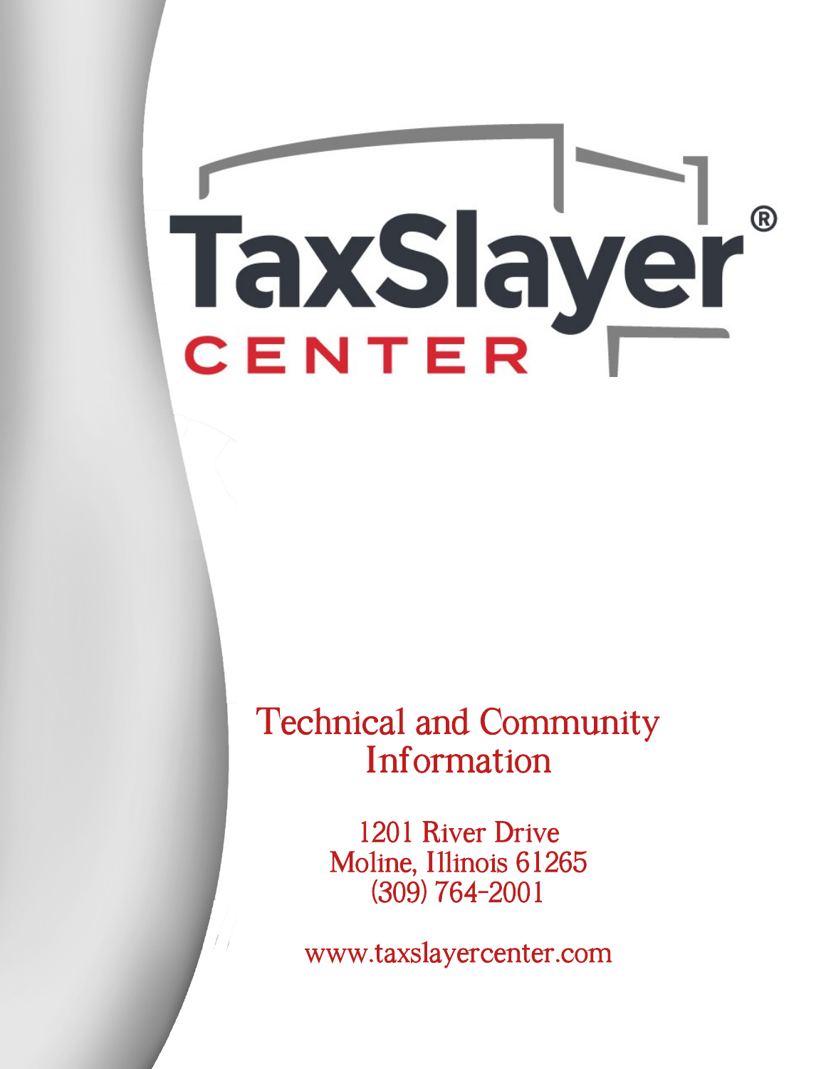# TaxSlayer® CENTER

## Technical and Community Information

1201 River Drive
Moline, Illinois 61265
(309) 764-2001

www.taxslayercenter.com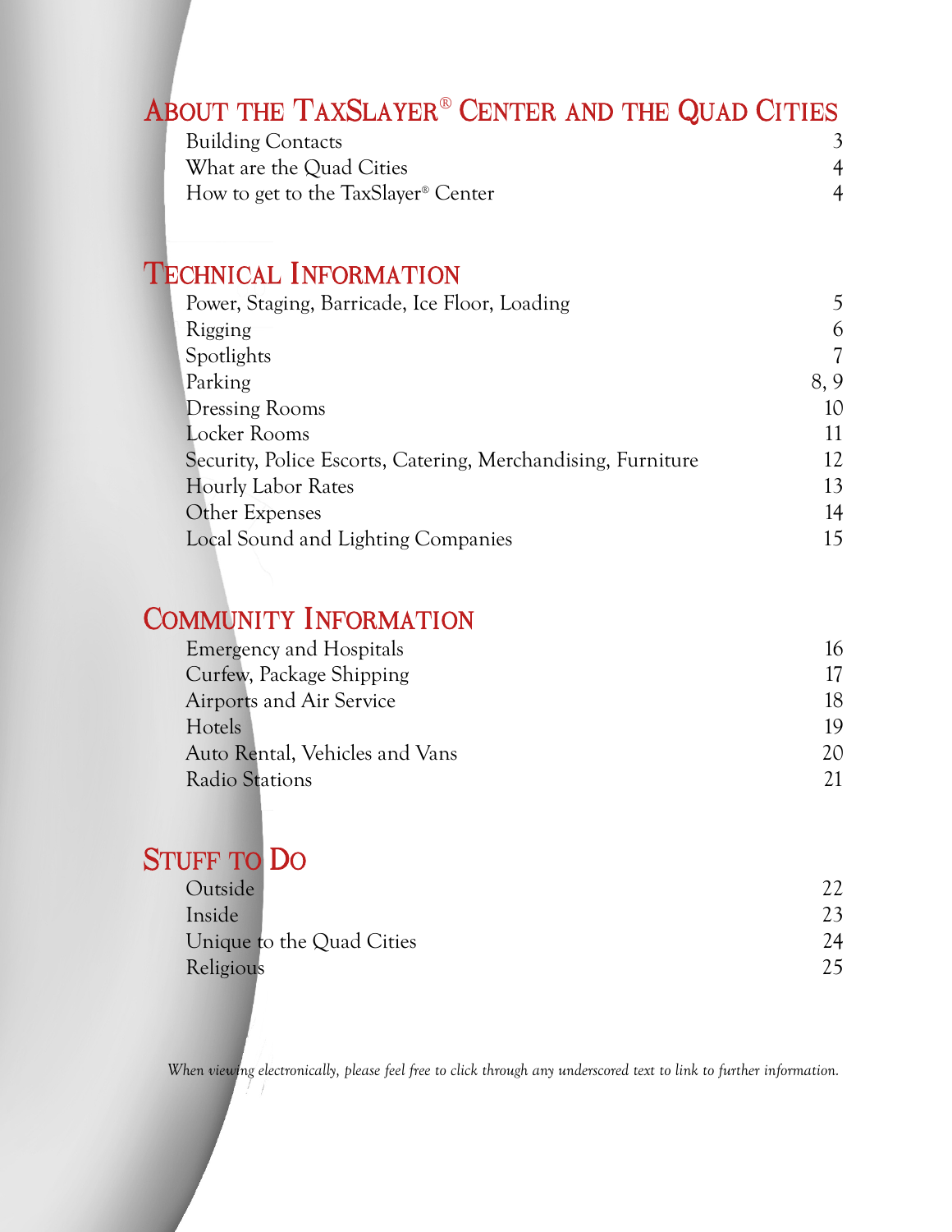## About the TaxSlayer® Center and the Quad Cities

| | |
|---|---|
| Building Contacts | 3 |
| What are the Quad Cities | 4 |
| How to get to the TaxSlayer® Center | 4 |

## Technical Information

| | |
|---|---|
| Power, Staging, Barricade, Ice Floor, Loading | 5 |
| Rigging | 6 |
| Spotlights | 7 |
| Parking | 8, 9 |
| Dressing Rooms | 10 |
| Locker Rooms | 11 |
| Security, Police Escorts, Catering, Merchandising, Furniture | 12 |
| Hourly Labor Rates | 13 |
| Other Expenses | 14 |
| Local Sound and Lighting Companies | 15 |

## Community Information

| | |
|---|---|
| Emergency and Hospitals | 16 |
| Curfew, Package Shipping | 17 |
| Airports and Air Service | 18 |
| Hotels | 19 |
| Auto Rental, Vehicles and Vans | 20 |
| Radio Stations | 21 |

## Stuff to Do

| | |
|---|---|
| Outside | 22 |
| Inside | 23 |
| Unique to the Quad Cities | 24 |
| Religious | 25 |

*When viewing electronically, please feel free to click through any underscored text to link to further information.*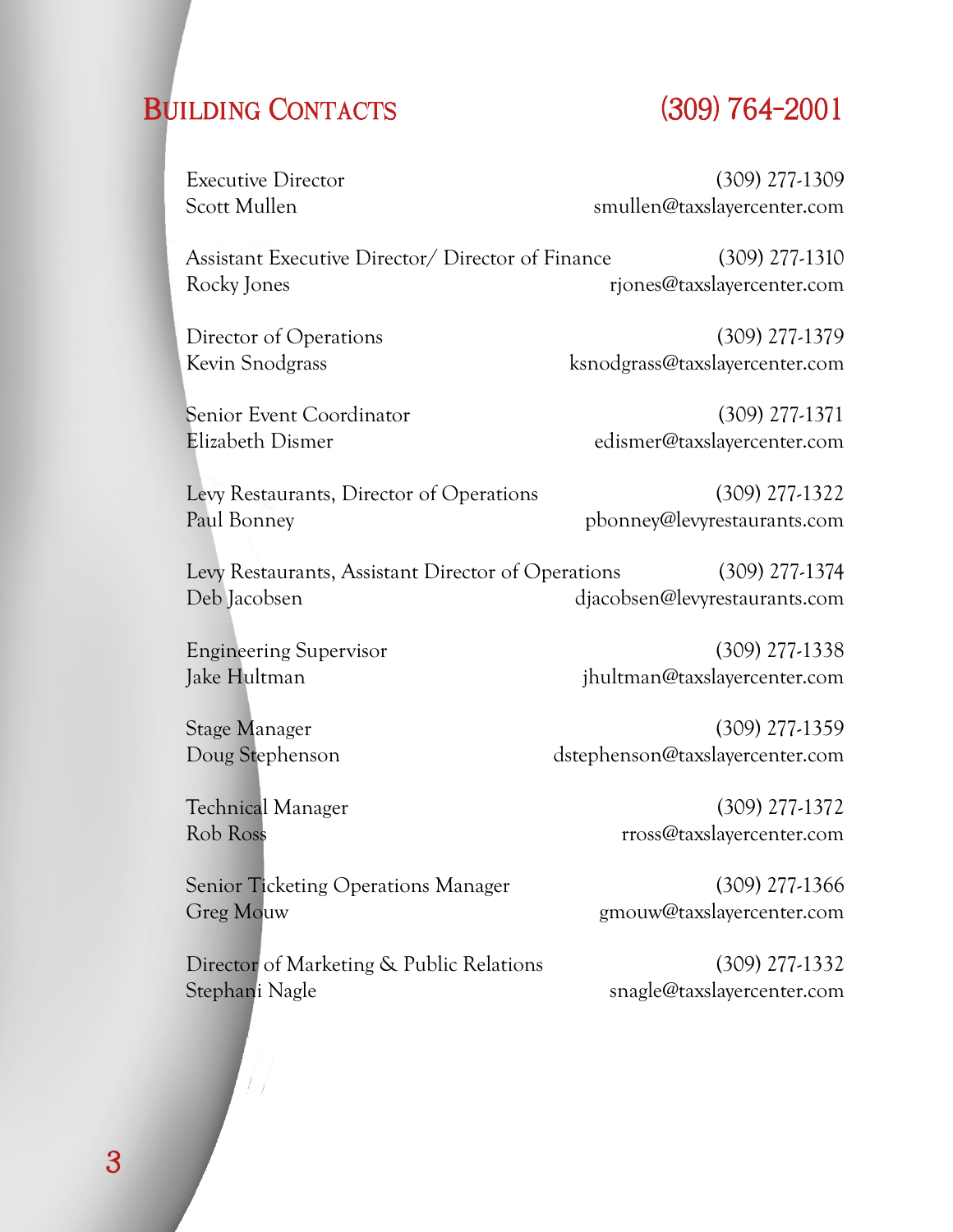## Building Contacts (309) 764-2001

Executive Director (309) 277-1309
Scott Mullen smullen@taxslayercenter.com

Assistant Executive Director/ Director of Finance (309) 277-1310
Rocky Jones rjones@taxslayercenter.com

Director of Operations (309) 277-1379
Kevin Snodgrass ksnodgrass@taxslayercenter.com

Senior Event Coordinator (309) 277-1371
Elizabeth Dismer edismer@taxslayercenter.com

Levy Restaurants, Director of Operations (309) 277-1322
Paul Bonney pbonney@levyrestaurants.com

Levy Restaurants, Assistant Director of Operations (309) 277-1374
Deb Jacobsen djacobsen@levyrestaurants.com

Engineering Supervisor (309) 277-1338
Jake Hultman jhultman@taxslayercenter.com

Stage Manager (309) 277-1359
Doug Stephenson dstephenson@taxslayercenter.com

Technical Manager (309) 277-1372
Rob Ross rross@taxslayercenter.com

Senior Ticketing Operations Manager (309) 277-1366
Greg Mouw gmouw@taxslayercenter.com

Director of Marketing & Public Relations (309) 277-1332
Stephani Nagle snagle@taxslayercenter.com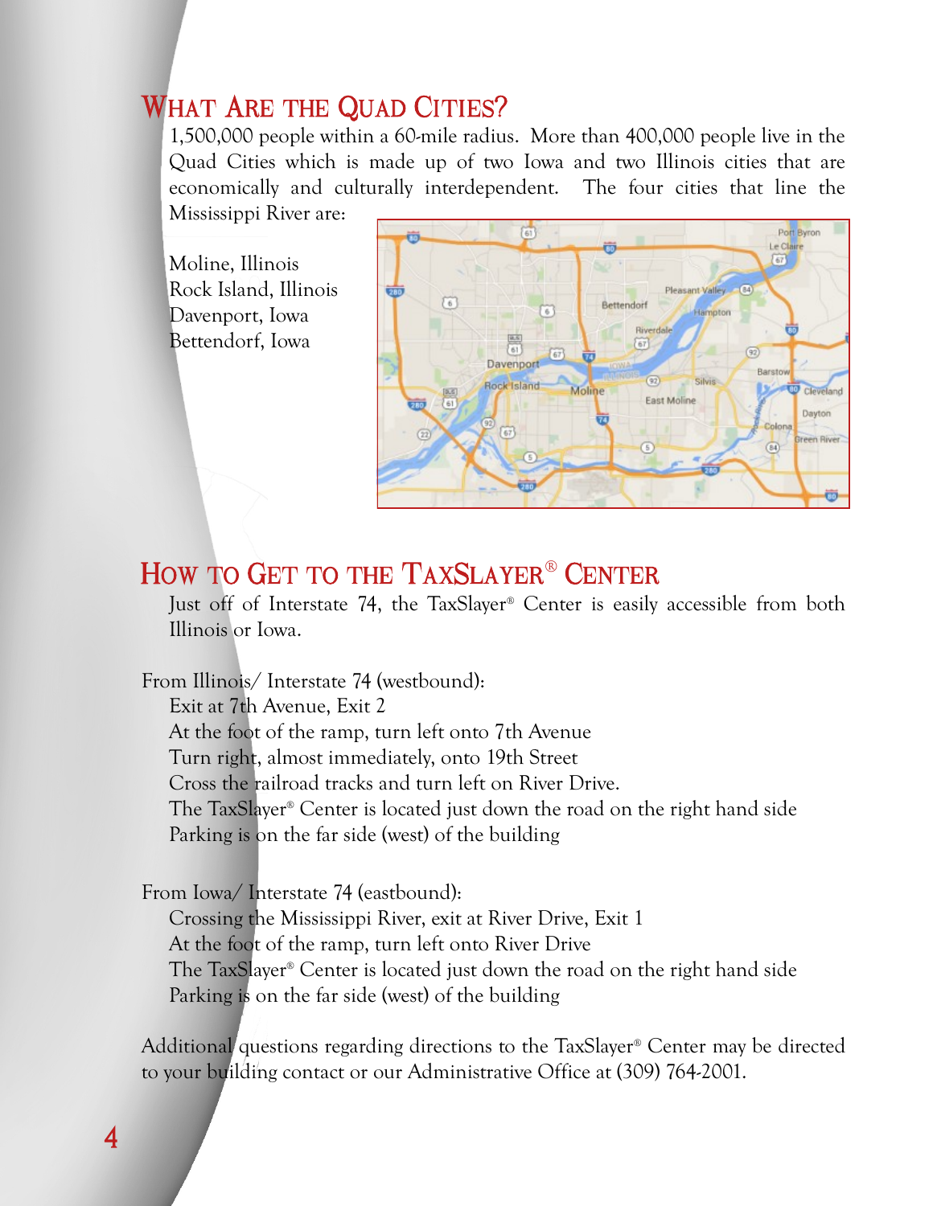## What Are the Quad Cities?

1,500,000 people within a 60-mile radius. More than 400,000 people live in the Quad Cities which is made up of two Iowa and two Illinois cities that are economically and culturally interdependent. The four cities that line the Mississippi River are:

Moline, Illinois
Rock Island, Illinois
Davenport, Iowa
Bettendorf, Iowa

## How to Get to the TaxSlayer® Center

Just off of Interstate 74, the TaxSlayer® Center is easily accessible from both Illinois or Iowa.

From Illinois/ Interstate 74 (westbound):

Exit at 7th Avenue, Exit 2
At the foot of the ramp, turn left onto 7th Avenue
Turn right, almost immediately, onto 19th Street
Cross the railroad tracks and turn left on River Drive.
The TaxSlayer® Center is located just down the road on the right hand side
Parking is on the far side (west) of the building

From Iowa/ Interstate 74 (eastbound):

Crossing the Mississippi River, exit at River Drive, Exit 1
At the foot of the ramp, turn left onto River Drive
The TaxSlayer® Center is located just down the road on the right hand side
Parking is on the far side (west) of the building

Additional questions regarding directions to the TaxSlayer® Center may be directed to your building contact or our Administrative Office at (309) 764-2001.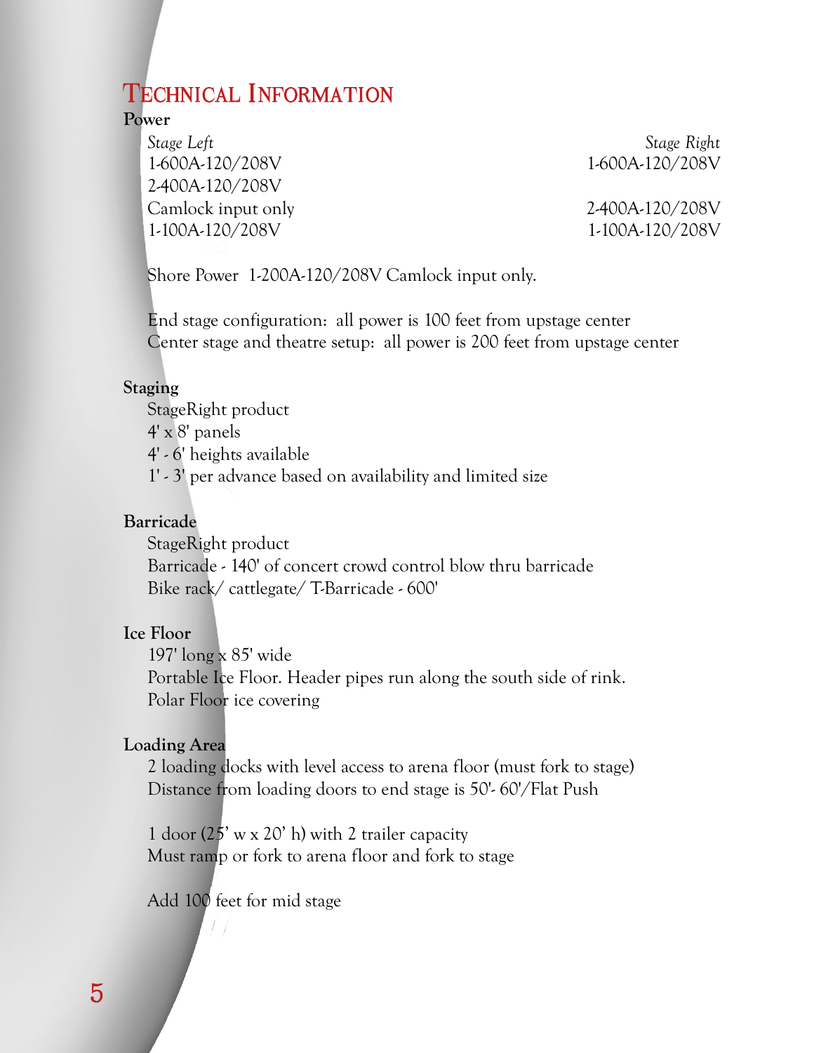# Technical Information

**Power**

| *Stage Left* | *Stage Right* |
|---|---|
| 1-600A-120/208V | 1-600A-120/208V |
| 2-400A-120/208V | |
| Camlock input only | 2-400A-120/208V |
| 1-100A-120/208V | 1-100A-120/208V |

Shore Power 1-200A-120/208V Camlock input only.

End stage configuration: all power is 100 feet from upstage center
Center stage and theatre setup: all power is 200 feet from upstage center

**Staging**

StageRight product
4' x 8' panels
4' - 6' heights available
1' - 3' per advance based on availability and limited size

**Barricade**

StageRight product
Barricade - 140' of concert crowd control blow thru barricade
Bike rack/ cattlegate/ T-Barricade - 600'

**Ice Floor**

197' long x 85' wide
Portable Ice Floor. Header pipes run along the south side of rink.
Polar Floor ice covering

**Loading Area**

2 loading docks with level access to arena floor (must fork to stage)
Distance from loading doors to end stage is 50'- 60'/Flat Push

1 door (25' w x 20' h) with 2 trailer capacity
Must ramp or fork to arena floor and fork to stage

Add 100 feet for mid stage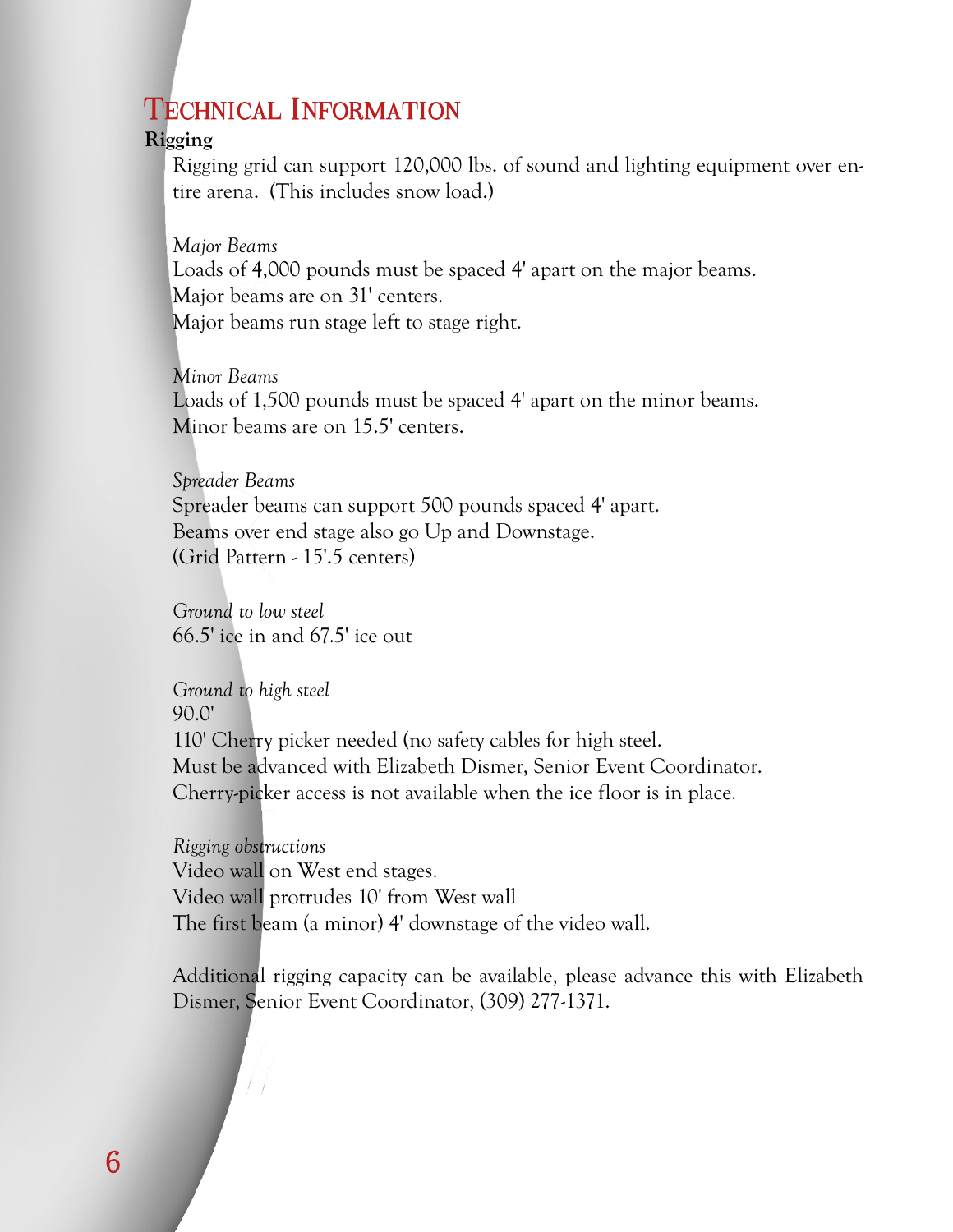# Technical Information

**Rigging**

Rigging grid can support 120,000 lbs. of sound and lighting equipment over entire arena. (This includes snow load.)

*Major Beams*
Loads of 4,000 pounds must be spaced 4' apart on the major beams.
Major beams are on 31' centers.
Major beams run stage left to stage right.

*Minor Beams*
Loads of 1,500 pounds must be spaced 4' apart on the minor beams.
Minor beams are on 15.5' centers.

*Spreader Beams*
Spreader beams can support 500 pounds spaced 4' apart.
Beams over end stage also go Up and Downstage.
(Grid Pattern - 15'.5 centers)

*Ground to low steel*
66.5' ice in and 67.5' ice out

*Ground to high steel*
90.0'
110' Cherry picker needed (no safety cables for high steel.
Must be advanced with Elizabeth Dismer, Senior Event Coordinator.
Cherry-picker access is not available when the ice floor is in place.

*Rigging obstructions*
Video wall on West end stages.
Video wall protrudes 10' from West wall
The first beam (a minor) 4' downstage of the video wall.

Additional rigging capacity can be available, please advance this with Elizabeth Dismer, Senior Event Coordinator, (309) 277-1371.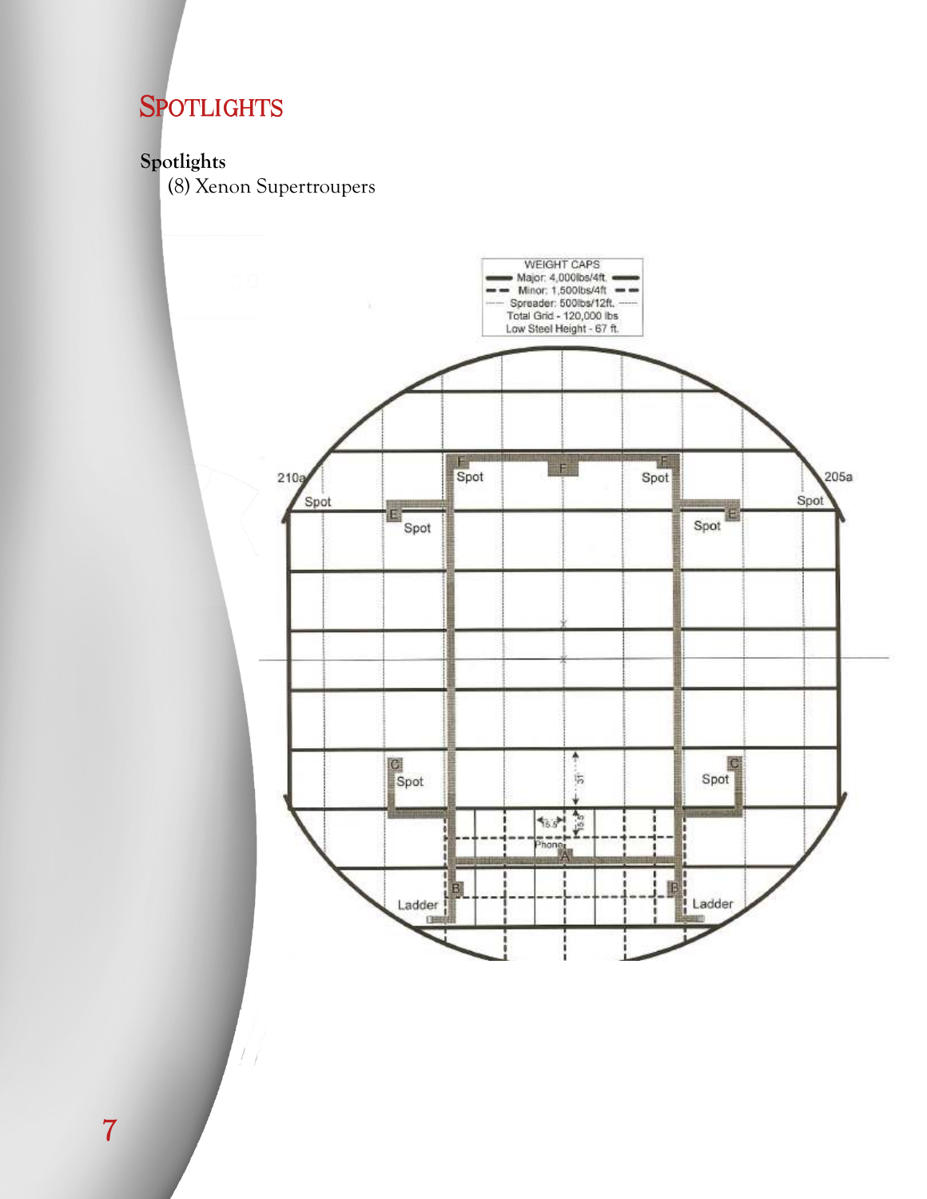# Spotlights

**Spotlights**

(8) Xenon Supertroupers

WEIGHT CAPS
Major: 4,000lbs/4ft.
Minor: 1,500lbs/4ft
Spreader: 500lbs/12ft.
Total Grid - 120,000 lbs
Low Steel Height - 67 ft.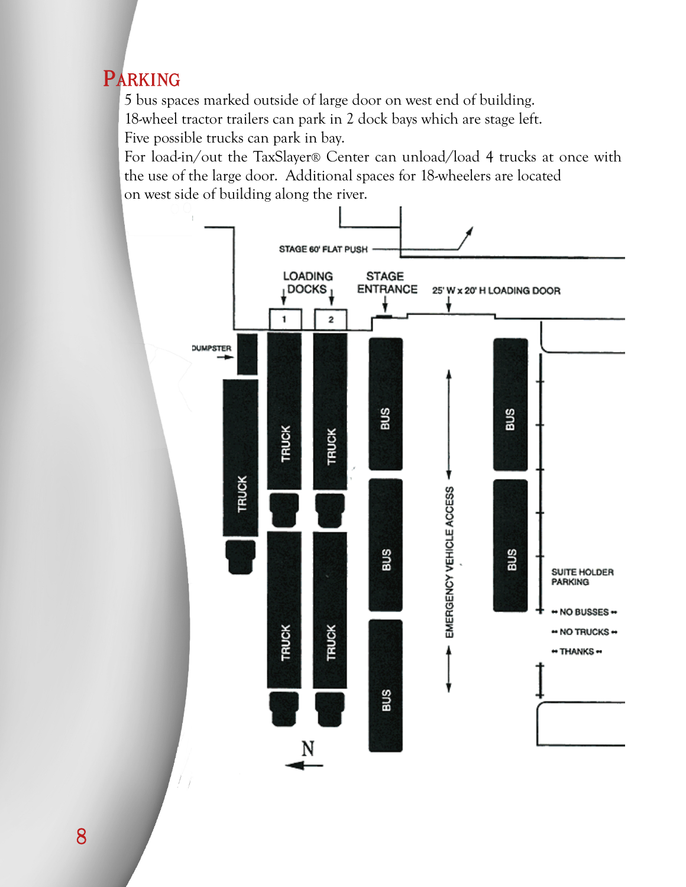## Parking

5 bus spaces marked outside of large door on west end of building.
18-wheel tractor trailers can park in 2 dock bays which are stage left.
Five possible trucks can park in bay.
For load-in/out the TaxSlayer® Center can unload/load 4 trucks at once with the use of the large door. Additional spaces for 18-wheelers are located on west side of building along the river.

STAGE 60' FLAT PUSH

LOADING DOCKS

1 2

STAGE ENTRANCE

25' W x 20' H LOADING DOOR

DUMPSTER

TRUCK TRUCK TRUCK TRUCK TRUCK

BUS BUS BUS BUS BUS

EMERGENCY VEHICLE ACCESS

SUITE HOLDER PARKING

• NO BUSSES •

• NO TRUCKS •

• THANKS •

N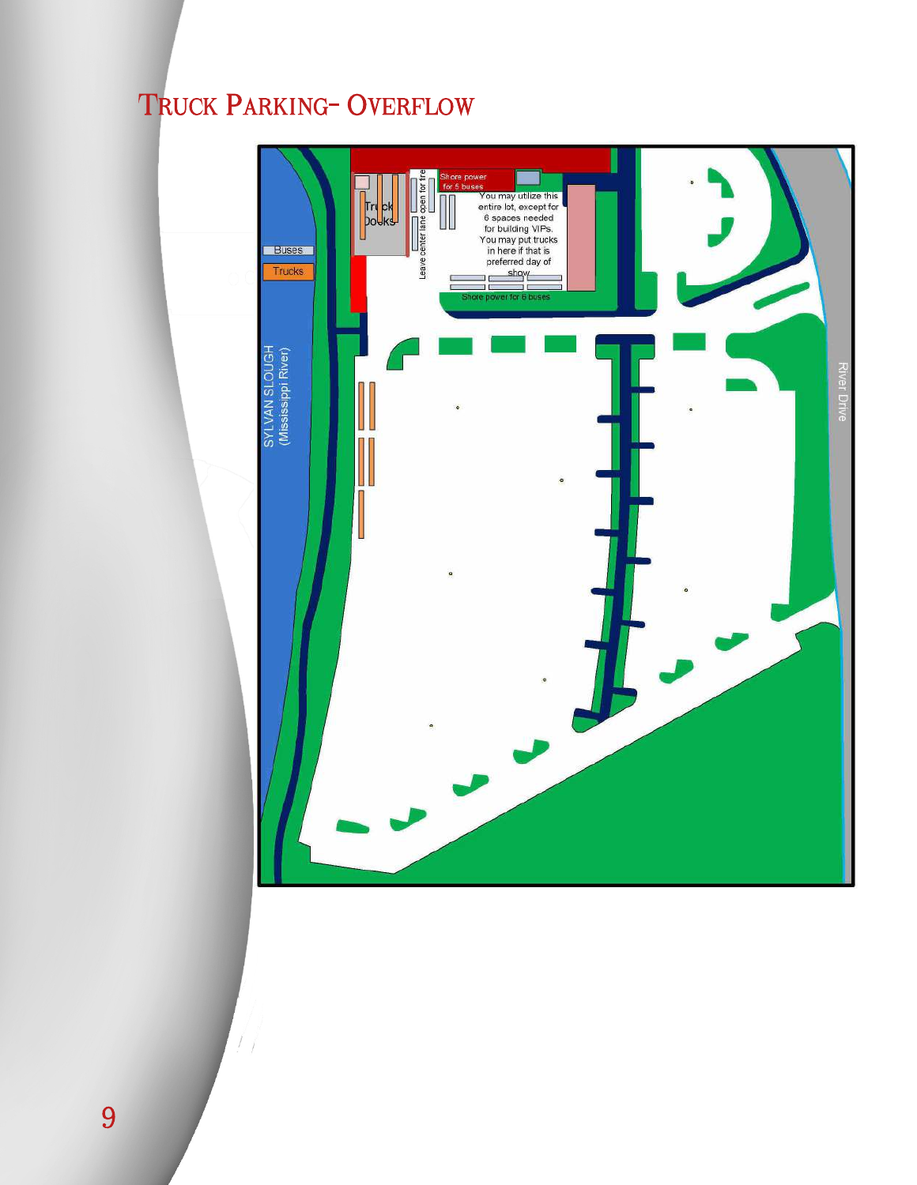# Truck Parking- Overflow

Buses

Trucks

SYLVAN SLOUGH (Mississippi River)

Truck Docks

Leave center lane open for fire

Shore power for 6 buses

You may utilize this entire lot, except for 6 spaces needed for building VIPs. You may put trucks in here if that is preferred day of show.

Shore power for 6 buses

River Drive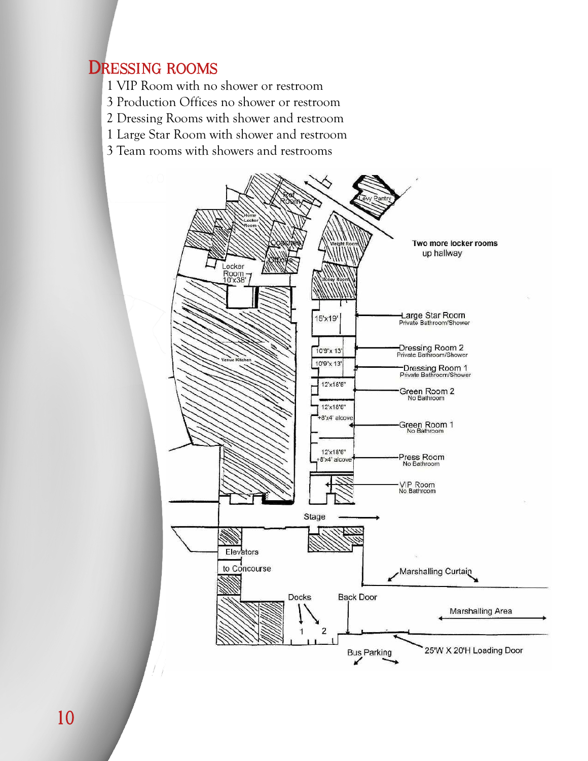## Dressing rooms

1 VIP Room with no shower or restroom
3 Production Offices no shower or restroom
2 Dressing Rooms with shower and restroom
1 Large Star Room with shower and restroom
3 Team rooms with showers and restrooms

Two more locker rooms up hallway

Large Star Room — Private Bathroom/Shower — 15'x19'

Dressing Room 2 — Private Bathroom/Shower — 10'9"x 13'

Dressing Room 1 — Private Bathroom/Shower — 10'9"x 13'

Green Room 2 — No Bathroom — 12'x18'6"

Green Room 1 — No Bathroom — 12'x18'6" +8'x4' alcove

Press Room — No Bathroom — 12'x18'6" +8'x4' alcove

VIP Room — No Bathroom

Ref Room, Home Locker Room, Coaches Offices, Locker Room 10'x38', Weight Room, Money Room, Levy Pantry, Venue Kitchen

Stage

Elevators to Concourse

Marshalling Curtain

Docks 1 2

Back Door

Marshalling Area

Bus Parking

25'W X 20'H Loading Door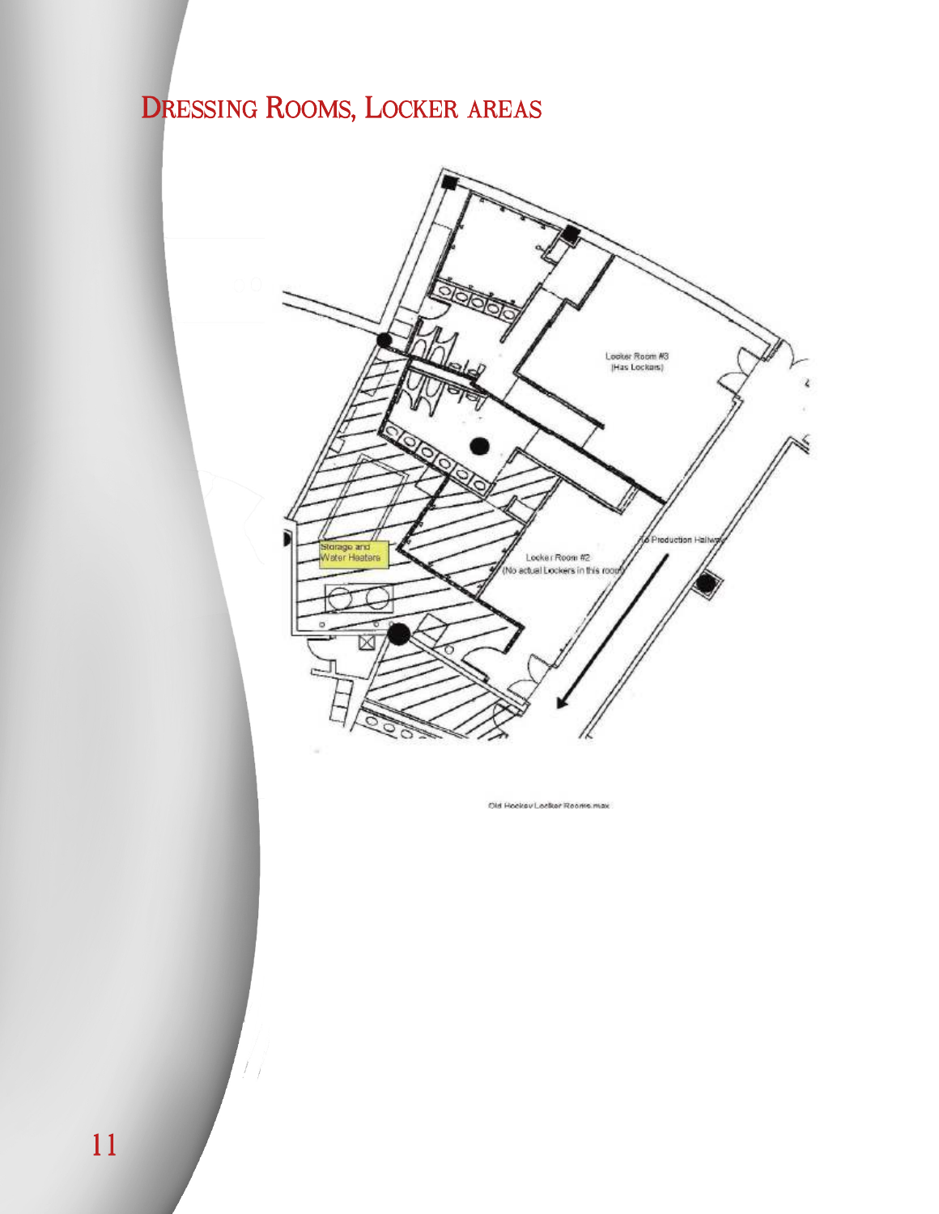# Dressing Rooms, Locker areas

Locker Room #3 (Has Lockers)

Storage and Water Heaters

Locker Room #2 (No actual Lockers in this room)

To Production Hallway

Old Hockey Locker Rooms.max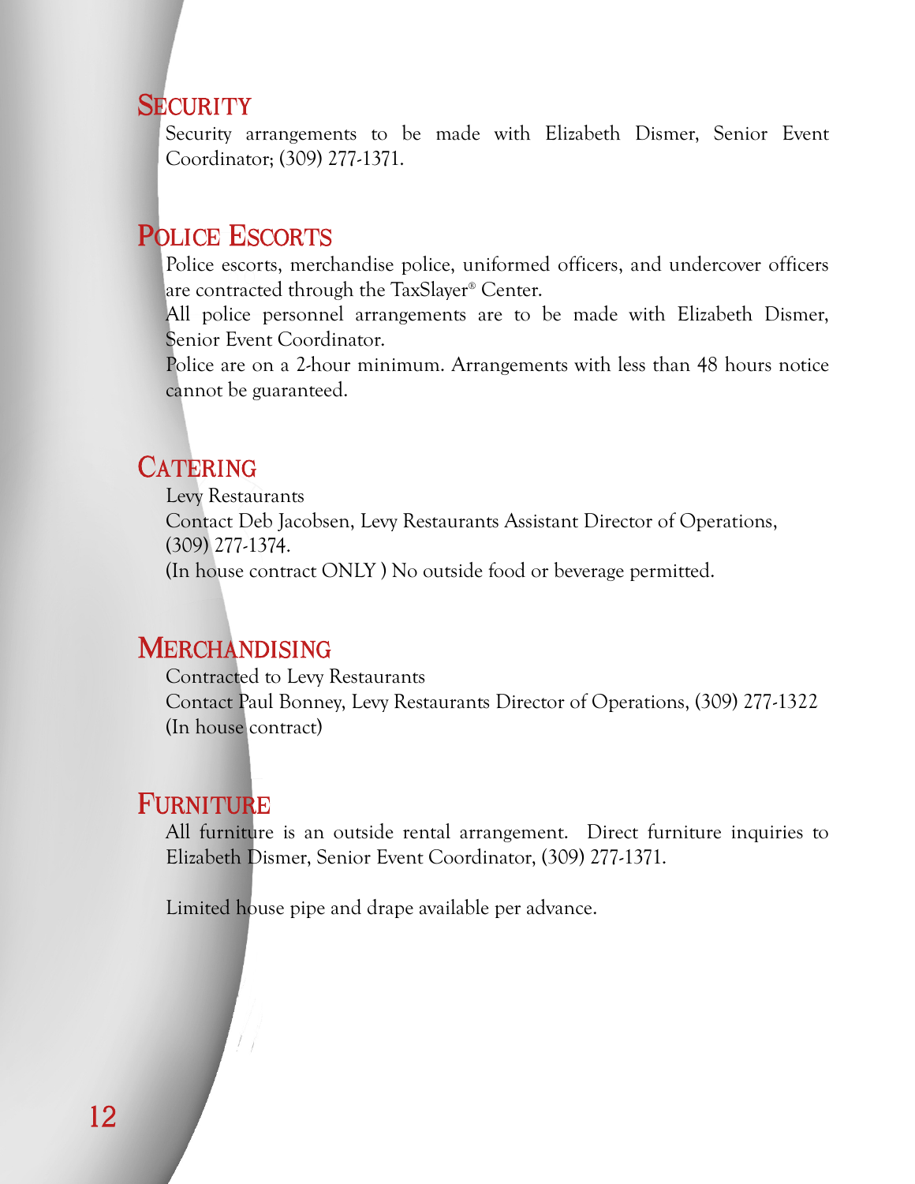## Security

Security arrangements to be made with Elizabeth Dismer, Senior Event Coordinator; (309) 277-1371.

## Police Escorts

Police escorts, merchandise police, uniformed officers, and undercover officers are contracted through the TaxSlayer® Center.

All police personnel arrangements are to be made with Elizabeth Dismer, Senior Event Coordinator.

Police are on a 2-hour minimum. Arrangements with less than 48 hours notice cannot be guaranteed.

## Catering

Levy Restaurants

Contact Deb Jacobsen, Levy Restaurants Assistant Director of Operations, (309) 277-1374.

(In house contract ONLY ) No outside food or beverage permitted.

## Merchandising

Contracted to Levy Restaurants

Contact Paul Bonney, Levy Restaurants Director of Operations, (309) 277-1322 (In house contract)

## Furniture

All furniture is an outside rental arrangement. Direct furniture inquiries to Elizabeth Dismer, Senior Event Coordinator, (309) 277-1371.

Limited house pipe and drape available per advance.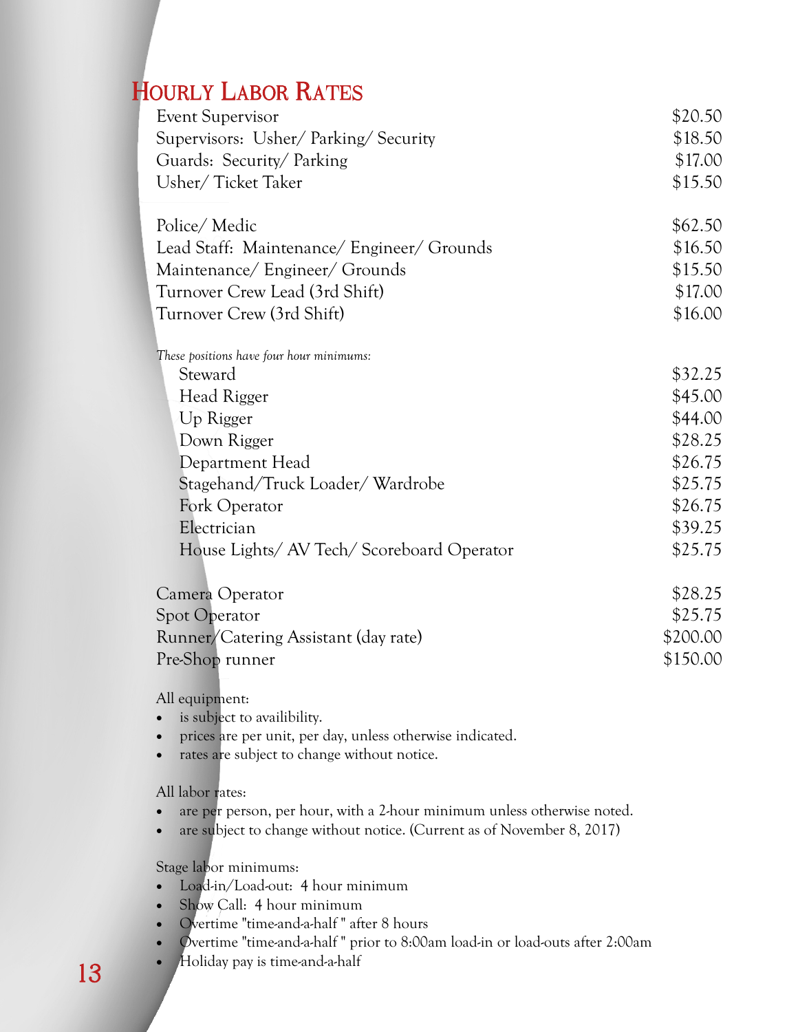## Hourly Labor Rates

| Position | Rate |
|---|---|
| Event Supervisor | $20.50 |
| Supervisors: Usher/ Parking/ Security | $18.50 |
| Guards: Security/ Parking | $17.00 |
| Usher/ Ticket Taker | $15.50 |
| | |
| Police/ Medic | $62.50 |
| Lead Staff: Maintenance/ Engineer/ Grounds | $16.50 |
| Maintenance/ Engineer/ Grounds | $15.50 |
| Turnover Crew Lead (3rd Shift) | $17.00 |
| Turnover Crew (3rd Shift) | $16.00 |
| | |
| *These positions have four hour minimums:* | |
| Steward | $32.25 |
| Head Rigger | $45.00 |
| Up Rigger | $44.00 |
| Down Rigger | $28.25 |
| Department Head | $26.75 |
| Stagehand/Truck Loader/ Wardrobe | $25.75 |
| Fork Operator | $26.75 |
| Electrician | $39.25 |
| House Lights/ AV Tech/ Scoreboard Operator | $25.75 |
| | |
| Camera Operator | $28.25 |
| Spot Operator | $25.75 |
| Runner/Catering Assistant (day rate) | $200.00 |
| Pre-Shop runner | $150.00 |

All equipment:

- is subject to availibility.
- prices are per unit, per day, unless otherwise indicated.
- rates are subject to change without notice.

All labor rates:

- are per person, per hour, with a 2-hour minimum unless otherwise noted.
- are subject to change without notice. (Current as of November 8, 2017)

Stage labor minimums:

- Load-in/Load-out: 4 hour minimum
- Show Call: 4 hour minimum
- Overtime "time-and-a-half " after 8 hours
- Overtime "time-and-a-half " prior to 8:00am load-in or load-outs after 2:00am
- Holiday pay is time-and-a-half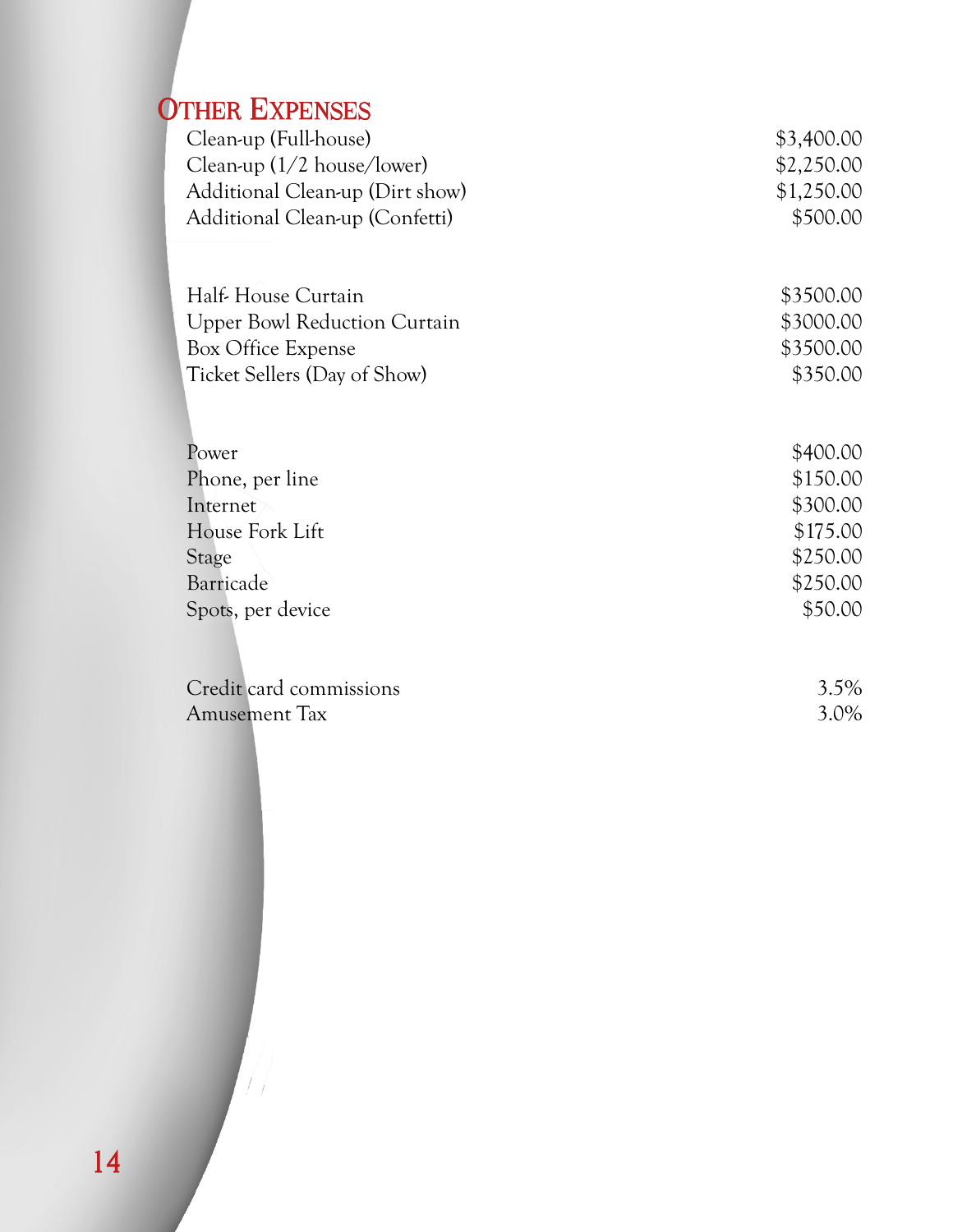## Other Expenses

| | |
|---|---|
| Clean-up (Full-house) | $3,400.00 |
| Clean-up (1/2 house/lower) | $2,250.00 |
| Additional Clean-up (Dirt show) | $1,250.00 |
| Additional Clean-up (Confetti) | $500.00 |
| | |
| Half- House Curtain | $3500.00 |
| Upper Bowl Reduction Curtain | $3000.00 |
| Box Office Expense | $3500.00 |
| Ticket Sellers (Day of Show) | $350.00 |
| | |
| Power | $400.00 |
| Phone, per line | $150.00 |
| Internet | $300.00 |
| House Fork Lift | $175.00 |
| Stage | $250.00 |
| Barricade | $250.00 |
| Spots, per device | $50.00 |
| | |
| Credit card commissions | 3.5% |
| Amusement Tax | 3.0% |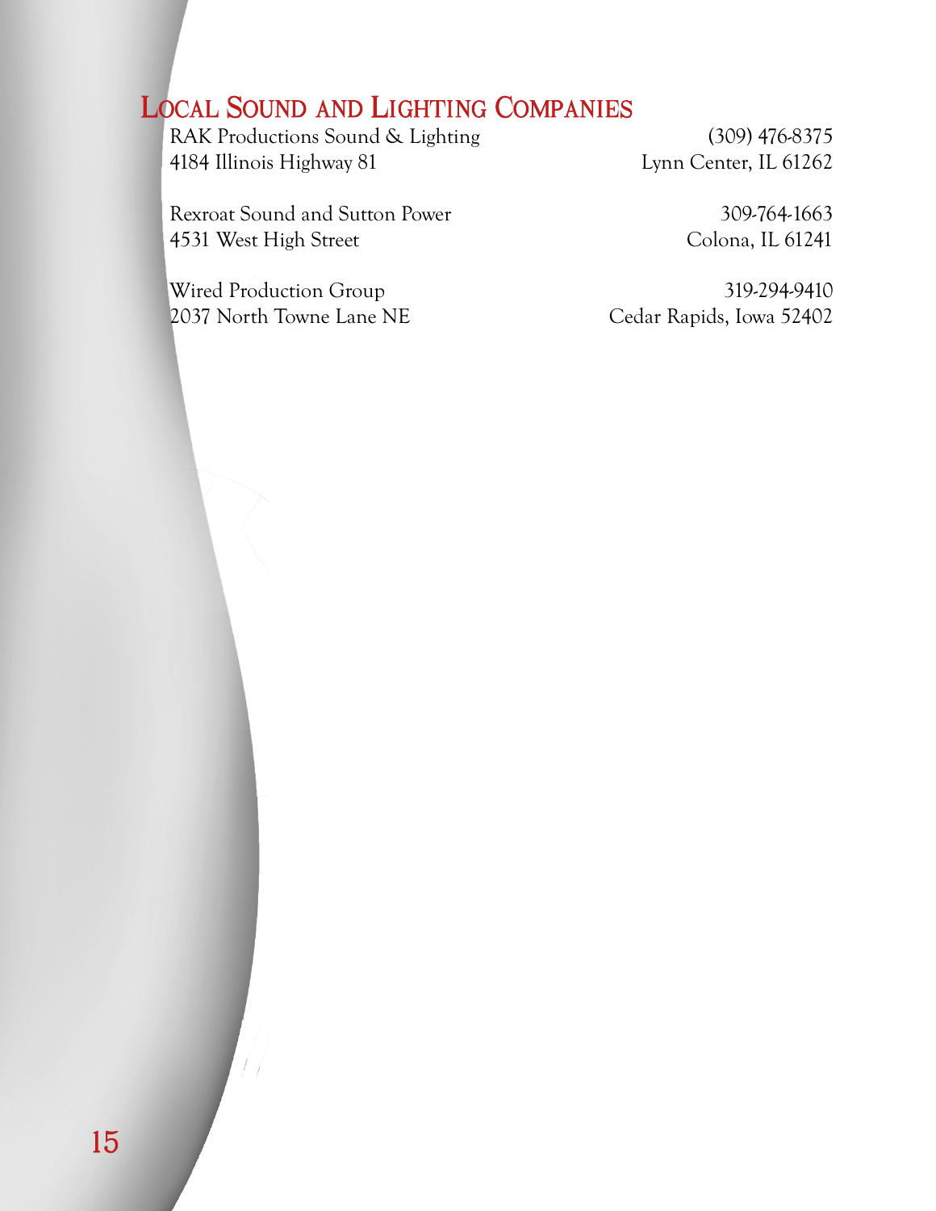## Local Sound and Lighting Companies

RAK Productions Sound & Lighting
4184 Illinois Highway 81
Lynn Center, IL 61262
(309) 476-8375

Rexroat Sound and Sutton Power
4531 West High Street
Colona, IL 61241
309-764-1663

Wired Production Group
2037 North Towne Lane NE
Cedar Rapids, Iowa 52402
319-294-9410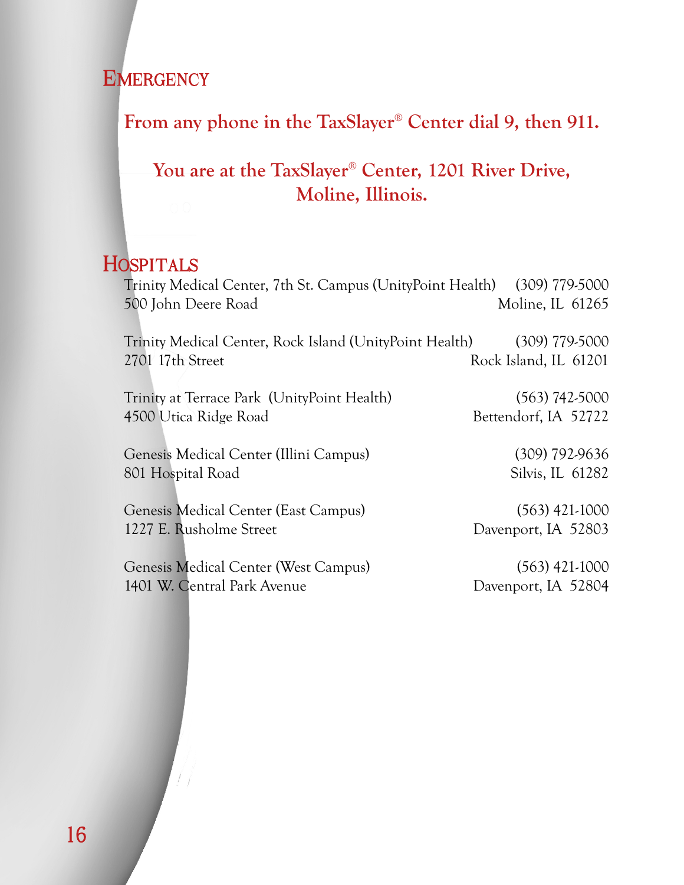## Emergency

**From any phone in the TaxSlayer® Center dial 9, then 911.**

**You are at the TaxSlayer® Center, 1201 River Drive, Moline, Illinois.**

## Hospitals

Trinity Medical Center, 7th St. Campus (UnityPoint Health) — (309) 779-5000
500 John Deere Road — Moline, IL 61265

Trinity Medical Center, Rock Island (UnityPoint Health) — (309) 779-5000
2701 17th Street — Rock Island, IL 61201

Trinity at Terrace Park (UnityPoint Health) — (563) 742-5000
4500 Utica Ridge Road — Bettendorf, IA 52722

Genesis Medical Center (Illini Campus) — (309) 792-9636
801 Hospital Road — Silvis, IL 61282

Genesis Medical Center (East Campus) — (563) 421-1000
1227 E. Rusholme Street — Davenport, IA 52803

Genesis Medical Center (West Campus) — (563) 421-1000
1401 W. Central Park Avenue — Davenport, IA 52804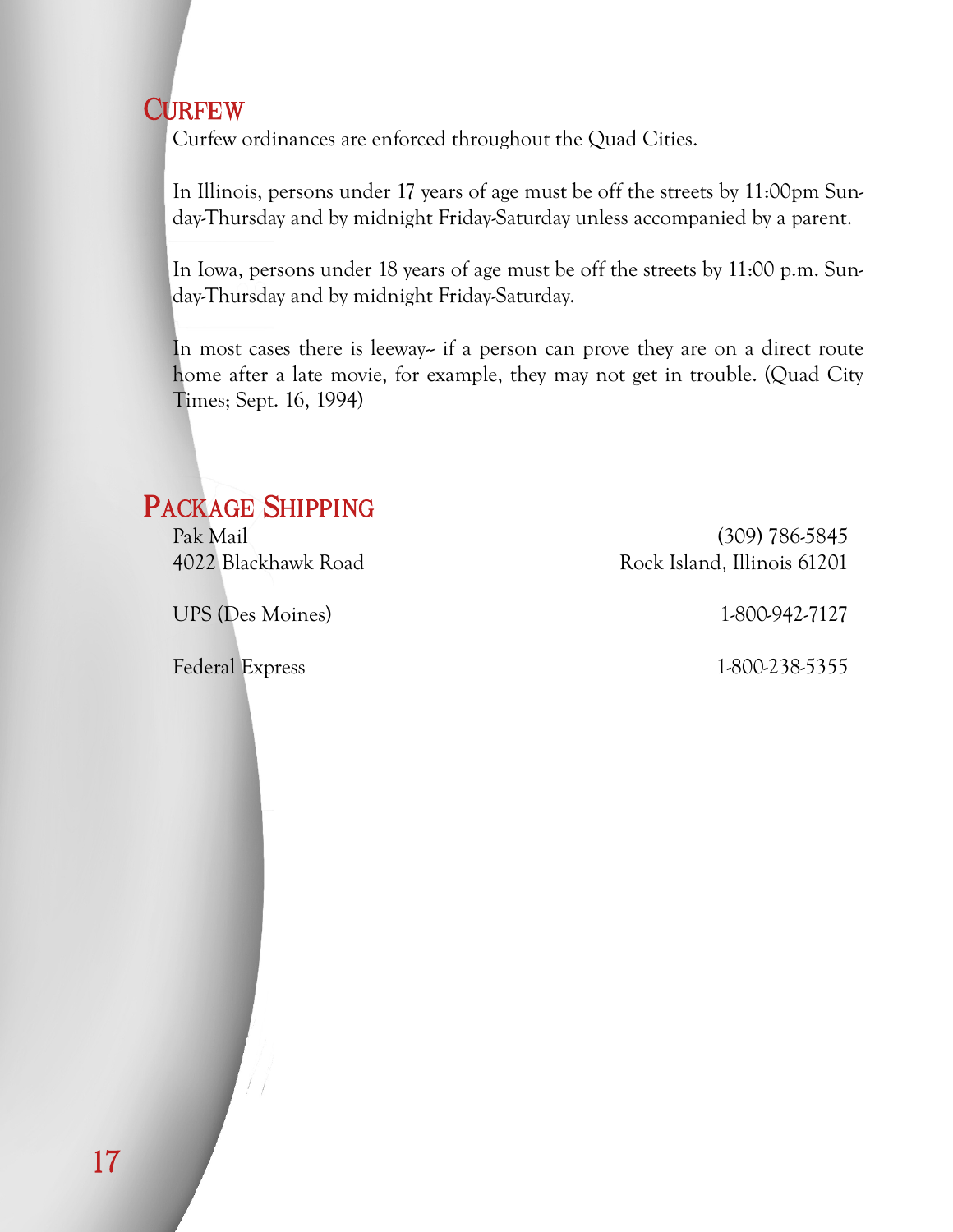## Curfew

Curfew ordinances are enforced throughout the Quad Cities.

In Illinois, persons under 17 years of age must be off the streets by 11:00pm Sunday-Thursday and by midnight Friday-Saturday unless accompanied by a parent.

In Iowa, persons under 18 years of age must be off the streets by 11:00 p.m. Sunday-Thursday and by midnight Friday-Saturday.

In most cases there is leeway-- if a person can prove they are on a direct route home after a late movie, for example, they may not get in trouble. (Quad City Times; Sept. 16, 1994)

## Package Shipping

Pak Mail (309) 786-5845
4022 Blackhawk Road, Rock Island, Illinois 61201

UPS (Des Moines) 1-800-942-7127

Federal Express 1-800-238-5355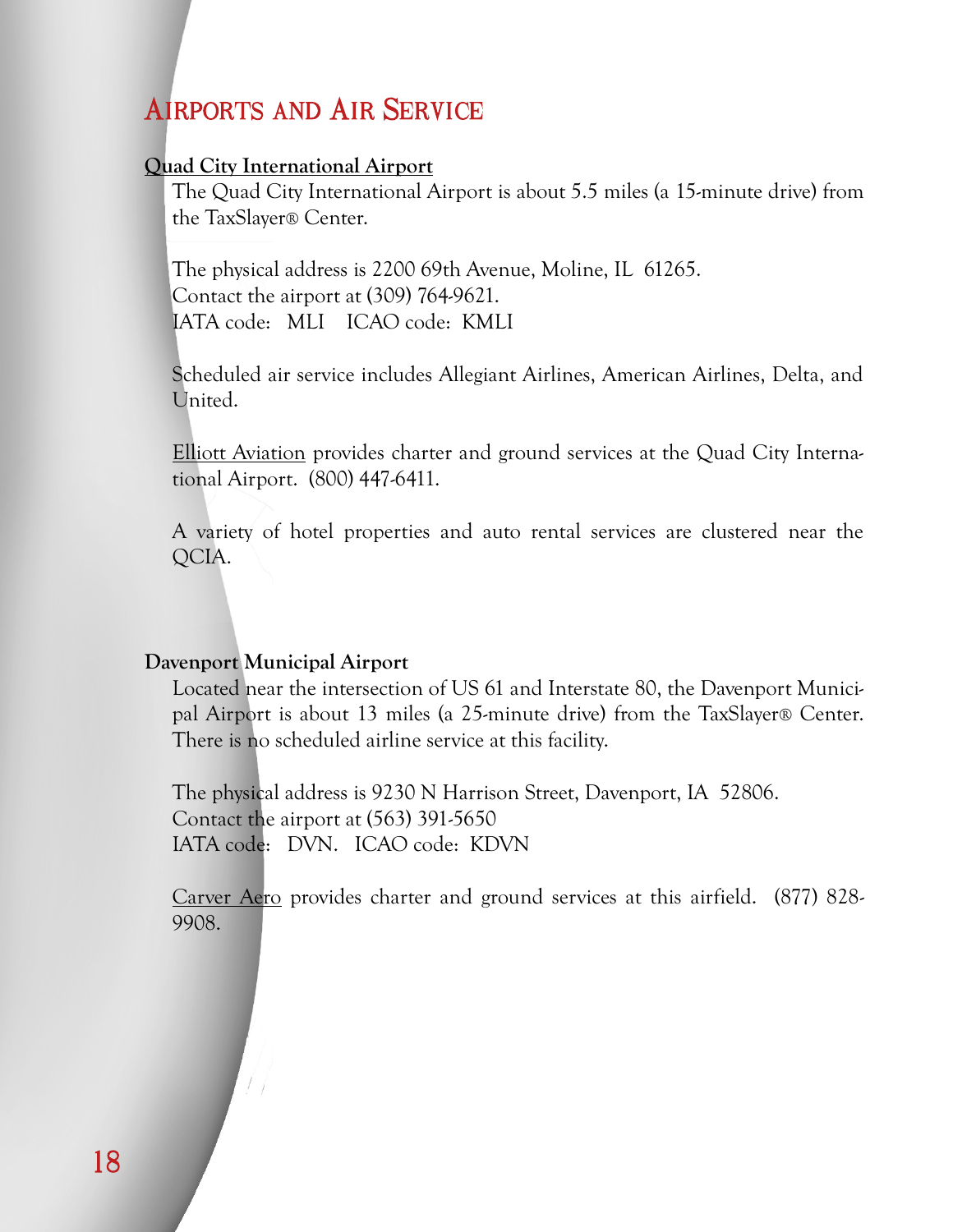# Airports and Air Service

**Quad City International Airport**

The Quad City International Airport is about 5.5 miles (a 15-minute drive) from the TaxSlayer® Center.

The physical address is 2200 69th Avenue, Moline, IL 61265.
Contact the airport at (309) 764-9621.
IATA code: MLI ICAO code: KMLI

Scheduled air service includes Allegiant Airlines, American Airlines, Delta, and United.

Elliott Aviation provides charter and ground services at the Quad City International Airport. (800) 447-6411.

A variety of hotel properties and auto rental services are clustered near the QCIA.

**Davenport Municipal Airport**

Located near the intersection of US 61 and Interstate 80, the Davenport Municipal Airport is about 13 miles (a 25-minute drive) from the TaxSlayer® Center. There is no scheduled airline service at this facility.

The physical address is 9230 N Harrison Street, Davenport, IA 52806.
Contact the airport at (563) 391-5650
IATA code: DVN. ICAO code: KDVN

Carver Aero provides charter and ground services at this airfield. (877) 828-9908.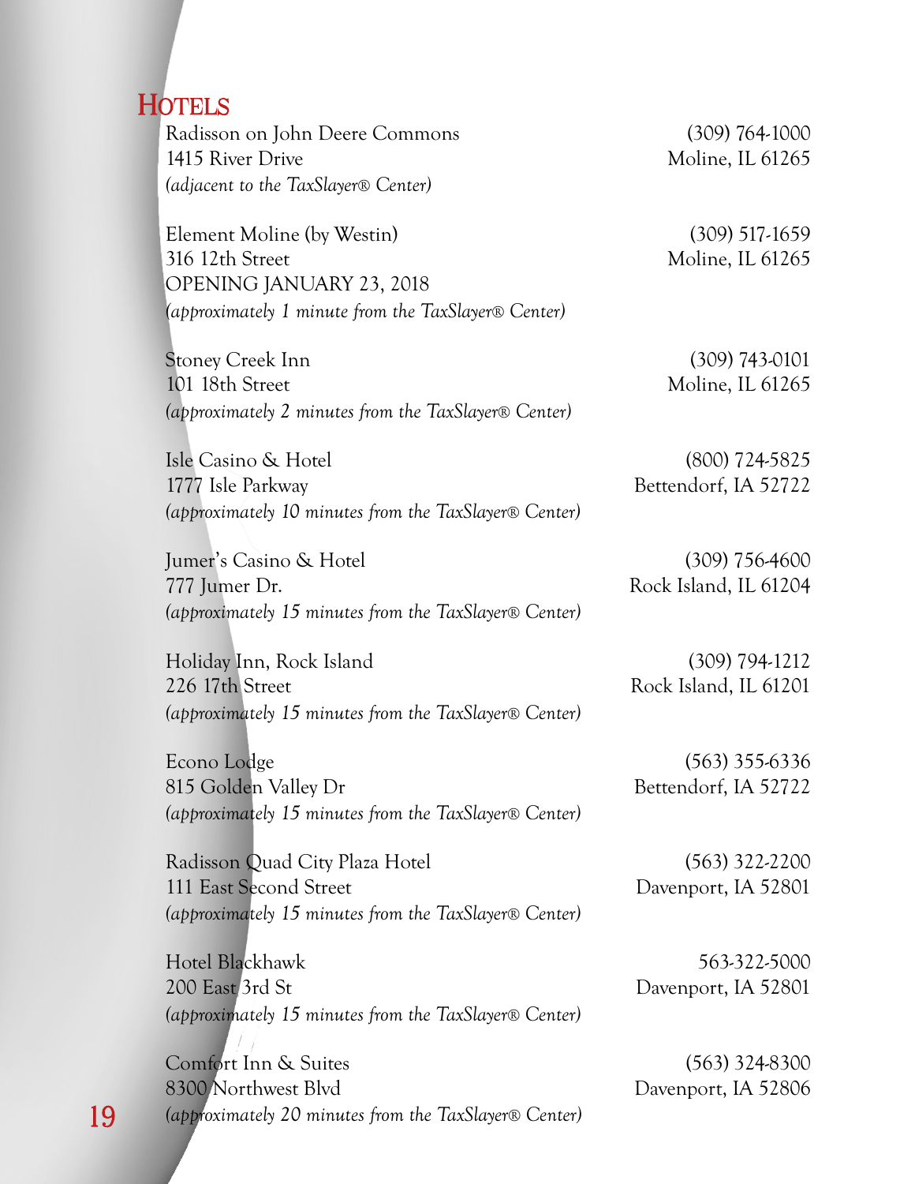## HOTELS

Radisson on John Deere Commons — (309) 764-1000
1415 River Drive — Moline, IL 61265
*(adjacent to the TaxSlayer® Center)*

Element Moline (by Westin) — (309) 517-1659
316 12th Street — Moline, IL 61265
OPENING JANUARY 23, 2018
*(approximately 1 minute from the TaxSlayer® Center)*

Stoney Creek Inn — (309) 743-0101
101 18th Street — Moline, IL 61265
*(approximately 2 minutes from the TaxSlayer® Center)*

Isle Casino & Hotel — (800) 724-5825
1777 Isle Parkway — Bettendorf, IA 52722
*(approximately 10 minutes from the TaxSlayer® Center)*

Jumer's Casino & Hotel — (309) 756-4600
777 Jumer Dr. — Rock Island, IL 61204
*(approximately 15 minutes from the TaxSlayer® Center)*

Holiday Inn, Rock Island — (309) 794-1212
226 17th Street — Rock Island, IL 61201
*(approximately 15 minutes from the TaxSlayer® Center)*

Econo Lodge — (563) 355-6336
815 Golden Valley Dr — Bettendorf, IA 52722
*(approximately 15 minutes from the TaxSlayer® Center)*

Radisson Quad City Plaza Hotel — (563) 322-2200
111 East Second Street — Davenport, IA 52801
*(approximately 15 minutes from the TaxSlayer® Center)*

Hotel Blackhawk — 563-322-5000
200 East 3rd St — Davenport, IA 52801
*(approximately 15 minutes from the TaxSlayer® Center)*

Comfort Inn & Suites — (563) 324-8300
8300 Northwest Blvd — Davenport, IA 52806
*(approximately 20 minutes from the TaxSlayer® Center)*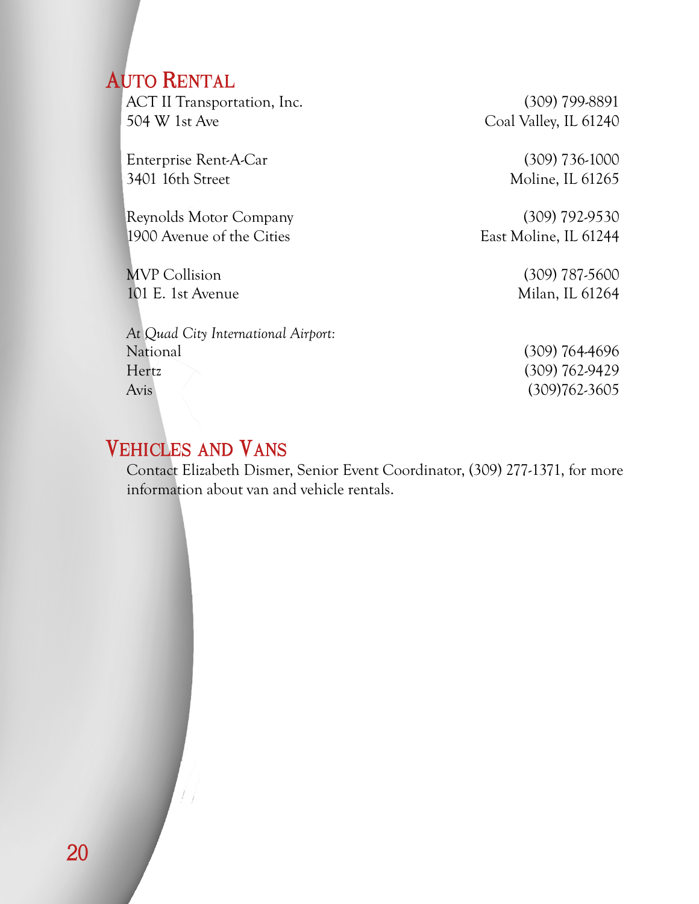## Auto Rental

ACT II Transportation, Inc. (309) 799-8891
504 W 1st Ave, Coal Valley, IL 61240

Enterprise Rent-A-Car (309) 736-1000
3401 16th Street, Moline, IL 61265

Reynolds Motor Company (309) 792-9530
1900 Avenue of the Cities, East Moline, IL 61244

MVP Collision (309) 787-5600
101 E. 1st Avenue, Milan, IL 61264

*At Quad City International Airport:*

National (309) 764-4696
Hertz (309) 762-9429
Avis (309)762-3605

## Vehicles and Vans

Contact Elizabeth Dismer, Senior Event Coordinator, (309) 277-1371, for more information about van and vehicle rentals.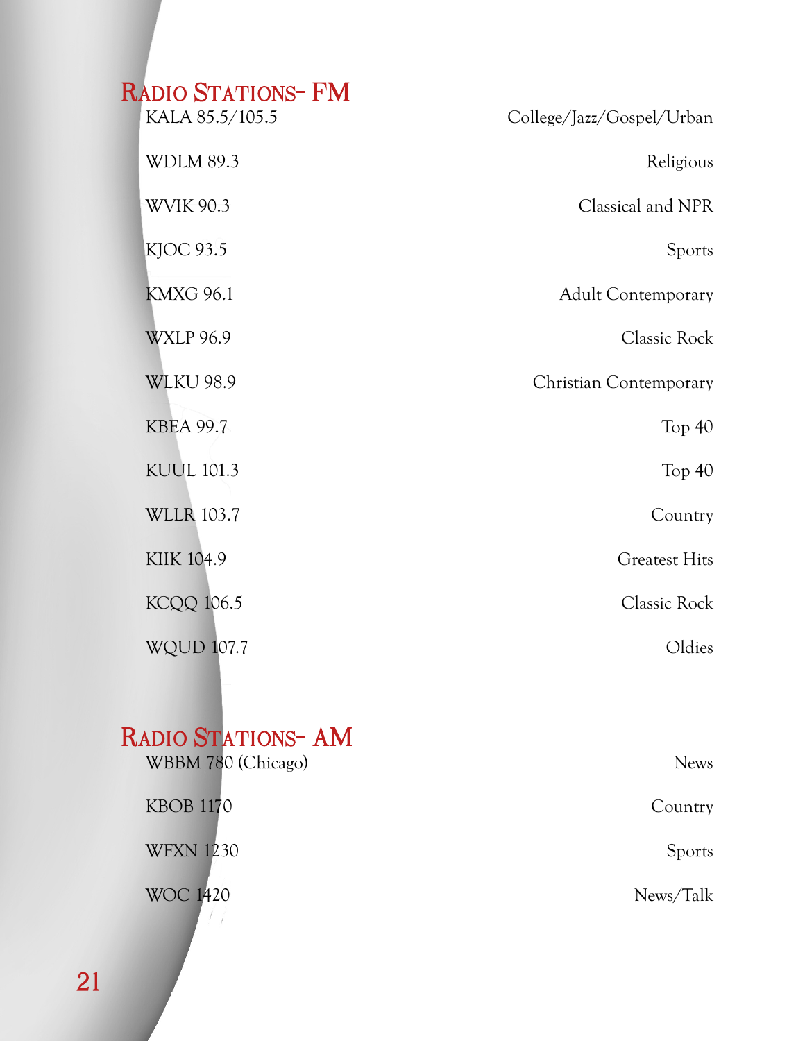## Radio Stations- FM

| Station | Format |
|---|---|
| KALA 85.5/105.5 | College/Jazz/Gospel/Urban |
| WDLM 89.3 | Religious |
| WVIK 90.3 | Classical and NPR |
| KJOC 93.5 | Sports |
| KMXG 96.1 | Adult Contemporary |
| WXLP 96.9 | Classic Rock |
| WLKU 98.9 | Christian Contemporary |
| KBEA 99.7 | Top 40 |
| KUUL 101.3 | Top 40 |
| WLLR 103.7 | Country |
| KIIK 104.9 | Greatest Hits |
| KCQQ 106.5 | Classic Rock |
| WQUD 107.7 | Oldies |

## Radio Stations- AM

| Station | Format |
|---|---|
| WBBM 780 (Chicago) | News |
| KBOB 1170 | Country |
| WFXN 1230 | Sports |
| WOC 1420 | News/Talk |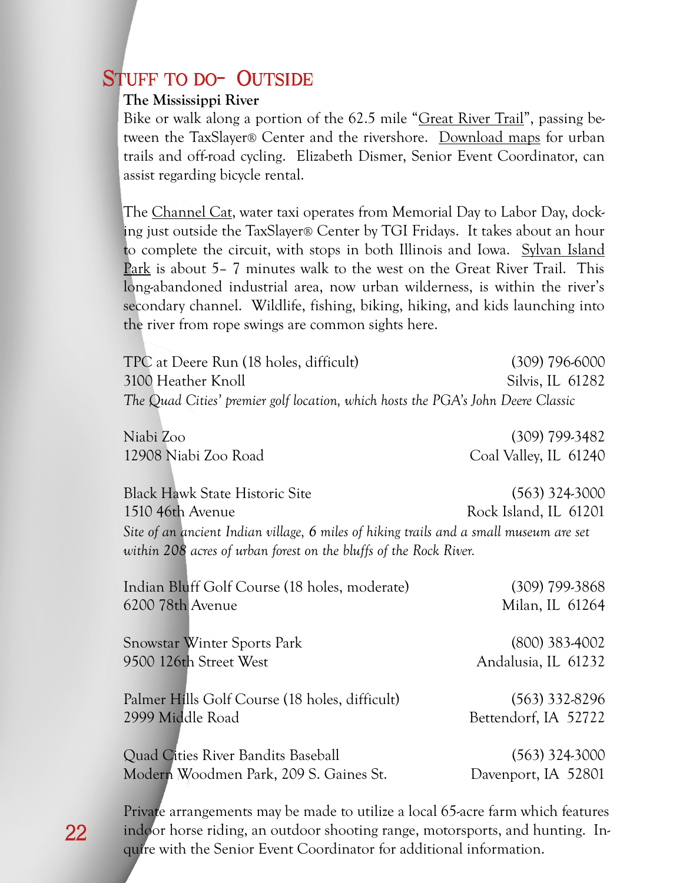## Stuff to do- Outside

**The Mississippi River**

Bike or walk along a portion of the 62.5 mile "Great River Trail", passing between the TaxSlayer® Center and the rivershore. Download maps for urban trails and off-road cycling. Elizabeth Dismer, Senior Event Coordinator, can assist regarding bicycle rental.

The Channel Cat, water taxi operates from Memorial Day to Labor Day, docking just outside the TaxSlayer® Center by TGI Fridays. It takes about an hour to complete the circuit, with stops in both Illinois and Iowa. Sylvan Island Park is about 5– 7 minutes walk to the west on the Great River Trail. This long-abandoned industrial area, now urban wilderness, is within the river's secondary channel. Wildlife, fishing, biking, hiking, and kids launching into the river from rope swings are common sights here.

TPC at Deere Run (18 holes, difficult) — (309) 796-6000
3100 Heather Knoll — Silvis, IL 61282
*The Quad Cities' premier golf location, which hosts the PGA's John Deere Classic*

Niabi Zoo — (309) 799-3482
12908 Niabi Zoo Road — Coal Valley, IL 61240

Black Hawk State Historic Site — (563) 324-3000
1510 46th Avenue — Rock Island, IL 61201
*Site of an ancient Indian village, 6 miles of hiking trails and a small museum are set within 208 acres of urban forest on the bluffs of the Rock River.*

Indian Bluff Golf Course (18 holes, moderate) — (309) 799-3868
6200 78th Avenue — Milan, IL 61264

Snowstar Winter Sports Park — (800) 383-4002
9500 126th Street West — Andalusia, IL 61232

Palmer Hills Golf Course (18 holes, difficult) — (563) 332-8296
2999 Middle Road — Bettendorf, IA 52722

Quad Cities River Bandits Baseball — (563) 324-3000
Modern Woodmen Park, 209 S. Gaines St. — Davenport, IA 52801

Private arrangements may be made to utilize a local 65-acre farm which features indoor horse riding, an outdoor shooting range, motorsports, and hunting. Inquire with the Senior Event Coordinator for additional information.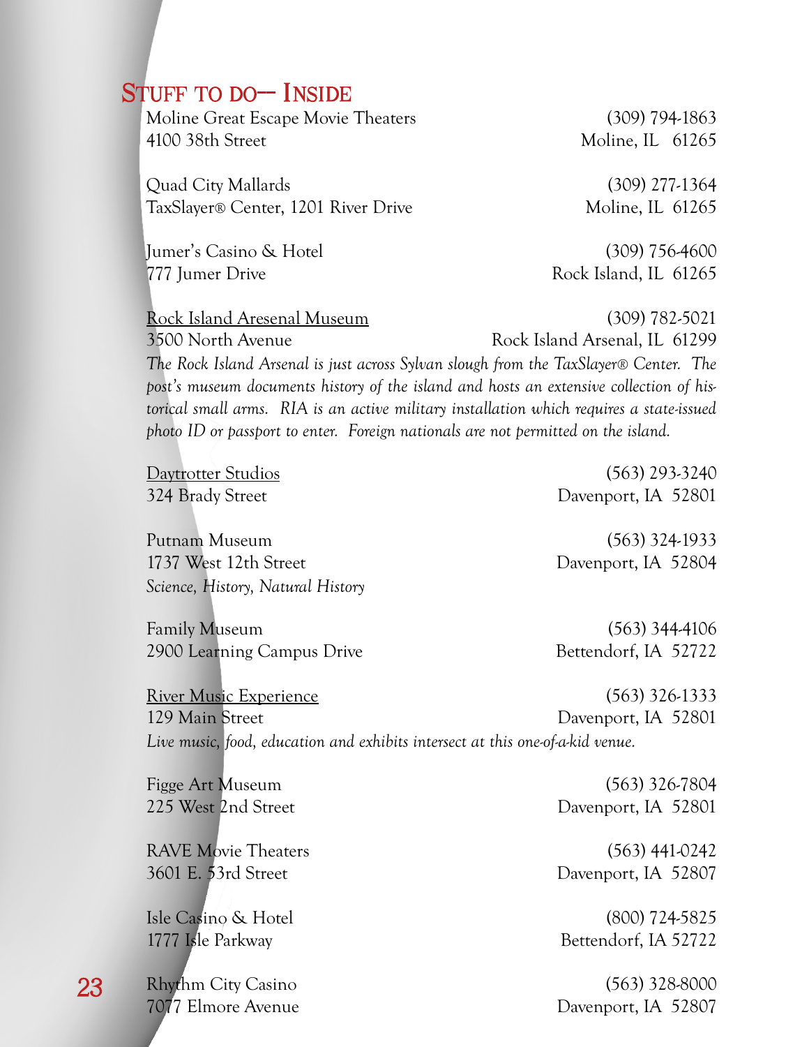## Stuff to do— Inside

Moline Great Escape Movie Theaters (309) 794-1863
4100 38th Street Moline, IL 61265

Quad City Mallards (309) 277-1364
TaxSlayer® Center, 1201 River Drive Moline, IL 61265

Jumer's Casino & Hotel (309) 756-4600
777 Jumer Drive Rock Island, IL 61265

Rock Island Aresenal Museum (309) 782-5021
3500 North Avenue Rock Island Arsenal, IL 61299
*The Rock Island Arsenal is just across Sylvan slough from the TaxSlayer® Center. The post's museum documents history of the island and hosts an extensive collection of historical small arms. RIA is an active military installation which requires a state-issued photo ID or passport to enter. Foreign nationals are not permitted on the island.*

Daytrotter Studios (563) 293-3240
324 Brady Street Davenport, IA 52801

Putnam Museum (563) 324-1933
1737 West 12th Street Davenport, IA 52804
*Science, History, Natural History*

Family Museum (563) 344-4106
2900 Learning Campus Drive Bettendorf, IA 52722

River Music Experience (563) 326-1333
129 Main Street Davenport, IA 52801
*Live music, food, education and exhibits intersect at this one-of-a-kid venue.*

Figge Art Museum (563) 326-7804
225 West 2nd Street Davenport, IA 52801

RAVE Movie Theaters (563) 441-0242
3601 E. 53rd Street Davenport, IA 52807

Isle Casino & Hotel (800) 724-5825
1777 Isle Parkway Bettendorf, IA 52722

Rhythm City Casino (563) 328-8000
7077 Elmore Avenue Davenport, IA 52807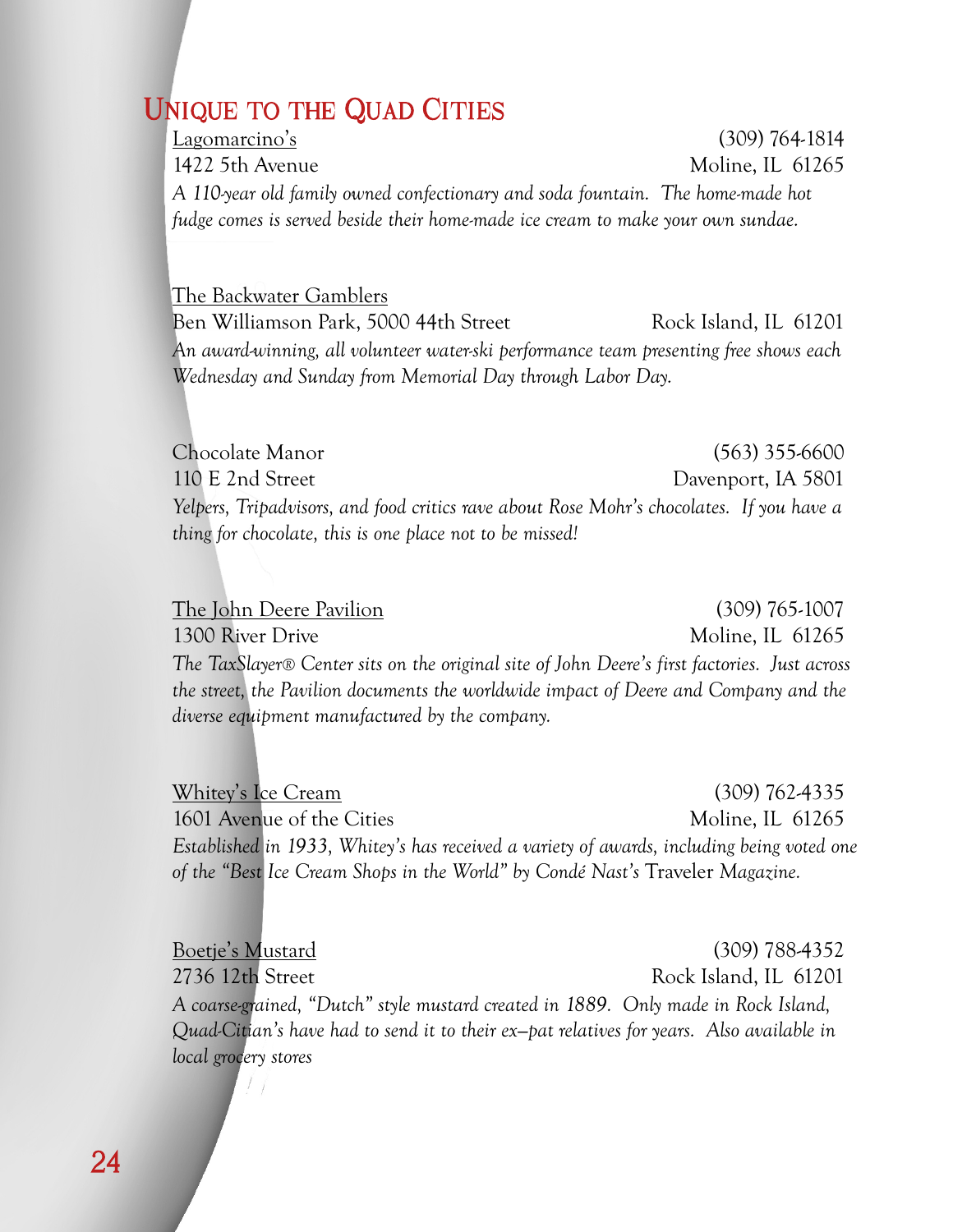# Unique to the Quad Cities

Lagomarcino's (309) 764-1814
1422 5th Avenue Moline, IL 61265
*A 110-year old family owned confectionary and soda fountain. The home-made hot fudge comes is served beside their home-made ice cream to make your own sundae.*

The Backwater Gamblers
Ben Williamson Park, 5000 44th Street Rock Island, IL 61201
*An award-winning, all volunteer water-ski performance team presenting free shows each Wednesday and Sunday from Memorial Day through Labor Day.*

Chocolate Manor (563) 355-6600
110 E 2nd Street Davenport, IA 5801
*Yelpers, Tripadvisors, and food critics rave about Rose Mohr's chocolates. If you have a thing for chocolate, this is one place not to be missed!*

The John Deere Pavilion (309) 765-1007
1300 River Drive Moline, IL 61265
*The TaxSlayer® Center sits on the original site of John Deere's first factories. Just across the street, the Pavilion documents the worldwide impact of Deere and Company and the diverse equipment manufactured by the company.*

Whitey's Ice Cream (309) 762-4335
1601 Avenue of the Cities Moline, IL 61265
*Established in 1933, Whitey's has received a variety of awards, including being voted one of the "Best Ice Cream Shops in the World" by Condé Nast's* Traveler *Magazine.*

Boetje's Mustard (309) 788-4352
2736 12th Street Rock Island, IL 61201
*A coarse-grained, "Dutch" style mustard created in 1889. Only made in Rock Island, Quad-Citian's have had to send it to their ex–pat relatives for years. Also available in local grocery stores*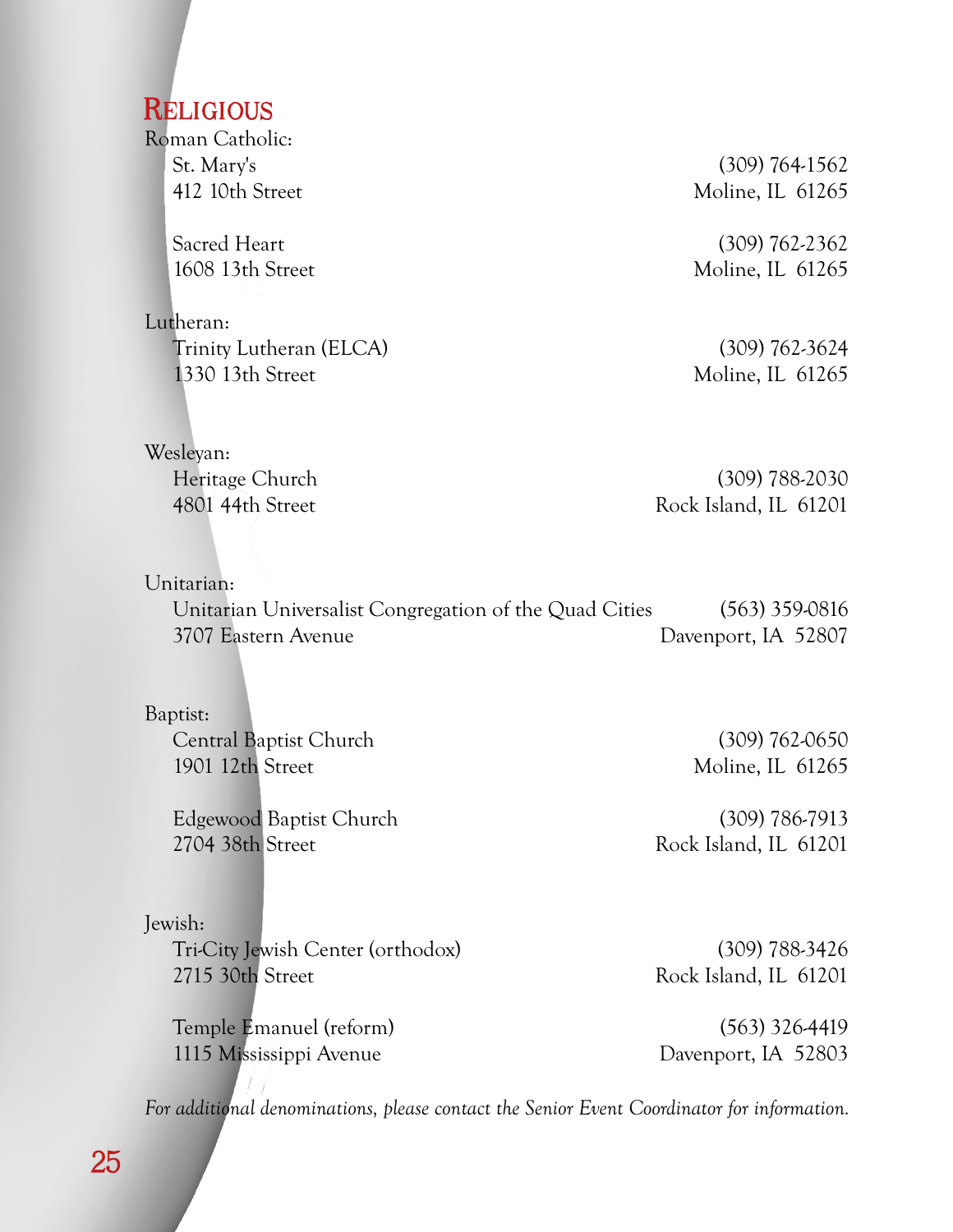## Religious

Roman Catholic:

St. Mary's — (309) 764-1562
412 10th Street — Moline, IL 61265

Sacred Heart — (309) 762-2362
1608 13th Street — Moline, IL 61265

Lutheran:

Trinity Lutheran (ELCA) — (309) 762-3624
1330 13th Street — Moline, IL 61265

Wesleyan:

Heritage Church — (309) 788-2030
4801 44th Street — Rock Island, IL 61201

Unitarian:

Unitarian Universalist Congregation of the Quad Cities — (563) 359-0816
3707 Eastern Avenue — Davenport, IA 52807

Baptist:

Central Baptist Church — (309) 762-0650
1901 12th Street — Moline, IL 61265

Edgewood Baptist Church — (309) 786-7913
2704 38th Street — Rock Island, IL 61201

Jewish:

Tri-City Jewish Center (orthodox) — (309) 788-3426
2715 30th Street — Rock Island, IL 61201

Temple Emanuel (reform) — (563) 326-4419
1115 Mississippi Avenue — Davenport, IA 52803

*For additional denominations, please contact the Senior Event Coordinator for information.*